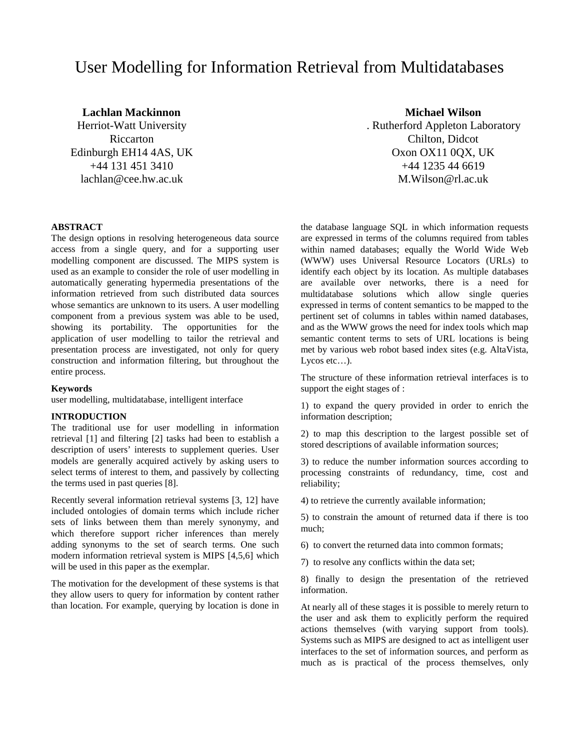# User Modelling for Information Retrieval from Multidatabases

**Lachlan Mackinnon**
Herriot-Watt University
Riccarton
Edinburgh EH14 4AS, UK
+44 131 451 3410
lachlan@cee.hw.ac.uk

**Michael Wilson**
. Rutherford Appleton Laboratory
Chilton, Didcot
Oxon OX11 0QX, UK
+44 1235 44 6619
M.Wilson@rl.ac.uk

**ABSTRACT**

The design options in resolving heterogeneous data source access from a single query, and for a supporting user modelling component are discussed. The MIPS system is used as an example to consider the role of user modelling in automatically generating hypermedia presentations of the information retrieved from such distributed data sources whose semantics are unknown to its users. A user modelling component from a previous system was able to be used, showing its portability. The opportunities for the application of user modelling to tailor the retrieval and presentation process are investigated, not only for query construction and information filtering, but throughout the entire process.

**Keywords**

user modelling, multidatabase, intelligent interface

**INTRODUCTION**

The traditional use for user modelling in information retrieval [1] and filtering [2] tasks had been to establish a description of users' interests to supplement queries. User models are generally acquired actively by asking users to select terms of interest to them, and passively by collecting the terms used in past queries [8].

Recently several information retrieval systems [3, 12] have included ontologies of domain terms which include richer sets of links between them than merely synonymy, and which therefore support richer inferences than merely adding synonyms to the set of search terms. One such modern information retrieval system is MIPS [4,5,6] which will be used in this paper as the exemplar.

The motivation for the development of these systems is that they allow users to query for information by content rather than location. For example, querying by location is done in the database language SQL in which information requests are expressed in terms of the columns required from tables within named databases; equally the World Wide Web (WWW) uses Universal Resource Locators (URLs) to identify each object by its location. As multiple databases are available over networks, there is a need for multidatabase solutions which allow single queries expressed in terms of content semantics to be mapped to the pertinent set of columns in tables within named databases, and as the WWW grows the need for index tools which map semantic content terms to sets of URL locations is being met by various web robot based index sites (e.g. AltaVista, Lycos etc…).

The structure of these information retrieval interfaces is to support the eight stages of :

1) to expand the query provided in order to enrich the information description;

2) to map this description to the largest possible set of stored descriptions of available information sources;

3) to reduce the number information sources according to processing constraints of redundancy, time, cost and reliability;

4) to retrieve the currently available information;

5) to constrain the amount of returned data if there is too much;

6) to convert the returned data into common formats;

7) to resolve any conflicts within the data set;

8) finally to design the presentation of the retrieved information.

At nearly all of these stages it is possible to merely return to the user and ask them to explicitly perform the required actions themselves (with varying support from tools). Systems such as MIPS are designed to act as intelligent user interfaces to the set of information sources, and perform as much as is practical of the process themselves, only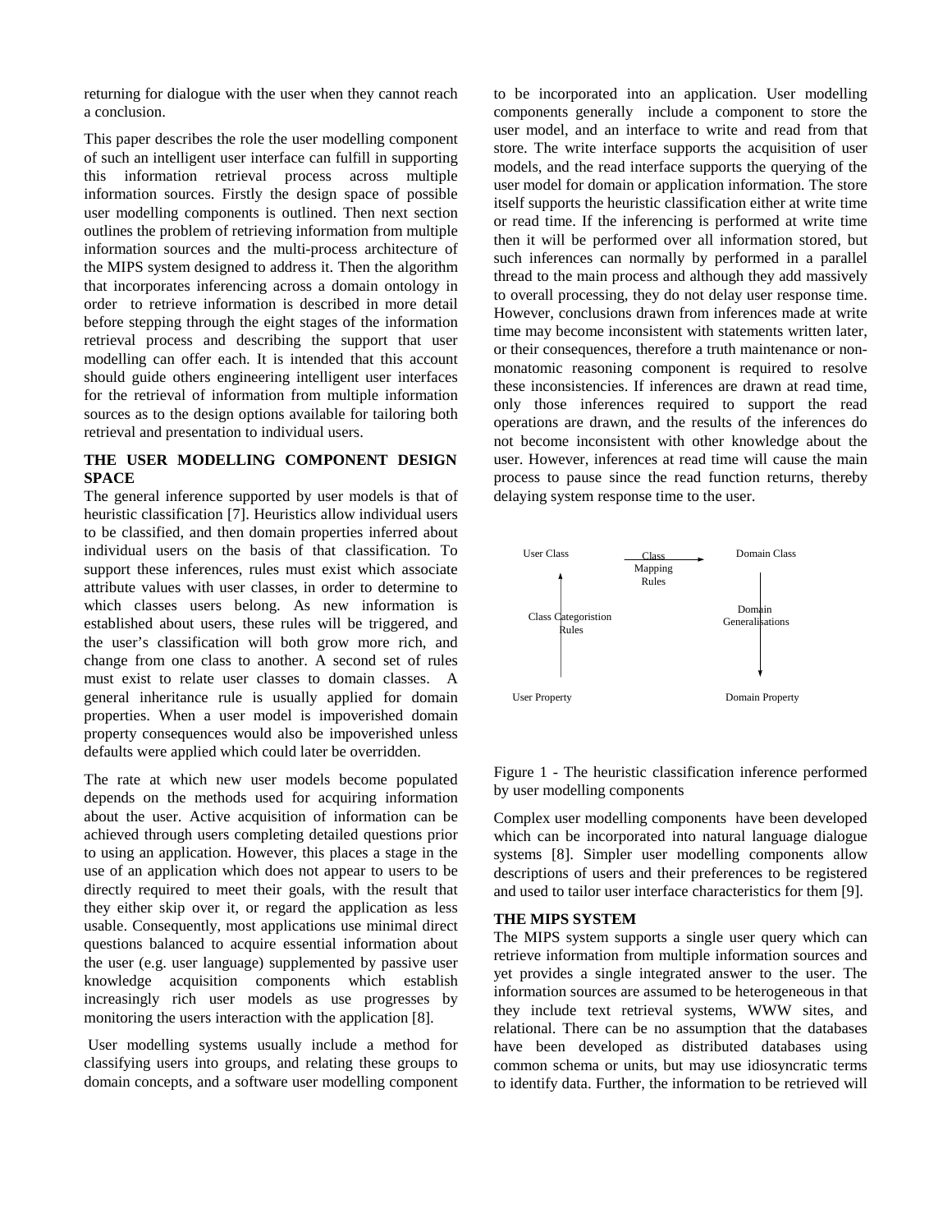returning for dialogue with the user when they cannot reach a conclusion.

This paper describes the role the user modelling component of such an intelligent user interface can fulfill in supporting this information retrieval process across multiple information sources. Firstly the design space of possible user modelling components is outlined. Then next section outlines the problem of retrieving information from multiple information sources and the multi-process architecture of the MIPS system designed to address it. Then the algorithm that incorporates inferencing across a domain ontology in order to retrieve information is described in more detail before stepping through the eight stages of the information retrieval process and describing the support that user modelling can offer each. It is intended that this account should guide others engineering intelligent user interfaces for the retrieval of information from multiple information sources as to the design options available for tailoring both retrieval and presentation to individual users.

## THE USER MODELLING COMPONENT DESIGN SPACE

The general inference supported by user models is that of heuristic classification [7]. Heuristics allow individual users to be classified, and then domain properties inferred about individual users on the basis of that classification. To support these inferences, rules must exist which associate attribute values with user classes, in order to determine to which classes users belong. As new information is established about users, these rules will be triggered, and the user's classification will both grow more rich, and change from one class to another. A second set of rules must exist to relate user classes to domain classes. A general inheritance rule is usually applied for domain properties. When a user model is impoverished domain property consequences would also be impoverished unless defaults were applied which could later be overridden.

The rate at which new user models become populated depends on the methods used for acquiring information about the user. Active acquisition of information can be achieved through users completing detailed questions prior to using an application. However, this places a stage in the use of an application which does not appear to users to be directly required to meet their goals, with the result that they either skip over it, or regard the application as less usable. Consequently, most applications use minimal direct questions balanced to acquire essential information about the user (e.g. user language) supplemented by passive user knowledge acquisition components which establish increasingly rich user models as use progresses by monitoring the users interaction with the application [8].

User modelling systems usually include a method for classifying users into groups, and relating these groups to domain concepts, and a software user modelling component to be incorporated into an application. User modelling components generally include a component to store the user model, and an interface to write and read from that store. The write interface supports the acquisition of user models, and the read interface supports the querying of the user model for domain or application information. The store itself supports the heuristic classification either at write time or read time. If the inferencing is performed at write time then it will be performed over all information stored, but such inferences can normally by performed in a parallel thread to the main process and although they add massively to overall processing, they do not delay user response time. However, conclusions drawn from inferences made at write time may become inconsistent with statements written later, or their consequences, therefore a truth maintenance or non-monatomic reasoning component is required to resolve these inconsistencies. If inferences are drawn at read time, only those inferences required to support the read operations are drawn, and the results of the inferences do not become inconsistent with other knowledge about the user. However, inferences at read time will cause the main process to pause since the read function returns, thereby delaying system response time to the user.

User Class — Class Mapping Rules → Domain Class

Class Categoristion Rules (User Property ↑ User Class)

Domain Generalisations (Domain Class ↓ Domain Property)

User Property — Domain Property

Figure 1 - The heuristic classification inference performed by user modelling components

Complex user modelling components have been developed which can be incorporated into natural language dialogue systems [8]. Simpler user modelling components allow descriptions of users and their preferences to be registered and used to tailor user interface characteristics for them [9].

## THE MIPS SYSTEM

The MIPS system supports a single user query which can retrieve information from multiple information sources and yet provides a single integrated answer to the user. The information sources are assumed to be heterogeneous in that they include text retrieval systems, WWW sites, and relational. There can be no assumption that the databases have been developed as distributed databases using common schema or units, but may use idiosyncratic terms to identify data. Further, the information to be retrieved will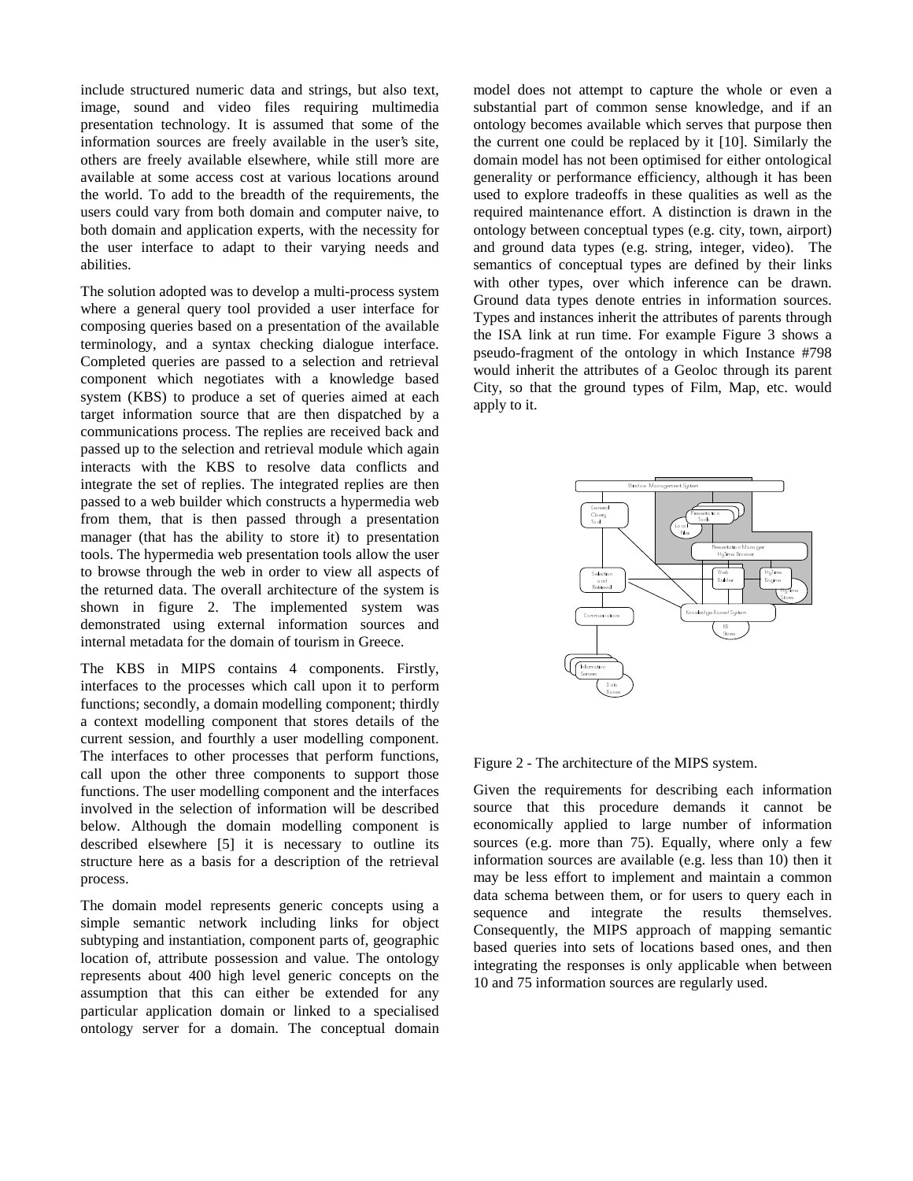include structured numeric data and strings, but also text, image, sound and video files requiring multimedia presentation technology. It is assumed that some of the information sources are freely available in the user's site, others are freely available elsewhere, while still more are available at some access cost at various locations around the world. To add to the breadth of the requirements, the users could vary from both domain and computer naive, to both domain and application experts, with the necessity for the user interface to adapt to their varying needs and abilities.

The solution adopted was to develop a multi-process system where a general query tool provided a user interface for composing queries based on a presentation of the available terminology, and a syntax checking dialogue interface. Completed queries are passed to a selection and retrieval component which negotiates with a knowledge based system (KBS) to produce a set of queries aimed at each target information source that are then dispatched by a communications process. The replies are received back and passed up to the selection and retrieval module which again interacts with the KBS to resolve data conflicts and integrate the set of replies. The integrated replies are then passed to a web builder which constructs a hypermedia web from them, that is then passed through a presentation manager (that has the ability to store it) to presentation tools. The hypermedia web presentation tools allow the user to browse through the web in order to view all aspects of the returned data. The overall architecture of the system is shown in figure 2. The implemented system was demonstrated using external information sources and internal metadata for the domain of tourism in Greece.

The KBS in MIPS contains 4 components. Firstly, interfaces to the processes which call upon it to perform functions; secondly, a domain modelling component; thirdly a context modelling component that stores details of the current session, and fourthly a user modelling component. The interfaces to other processes that perform functions, call upon the other three components to support those functions. The user modelling component and the interfaces involved in the selection of information will be described below. Although the domain modelling component is described elsewhere [5] it is necessary to outline its structure here as a basis for a description of the retrieval process.

The domain model represents generic concepts using a simple semantic network including links for object subtyping and instantiation, component parts of, geographic location of, attribute possession and value. The ontology represents about 400 high level generic concepts on the assumption that this can either be extended for any particular application domain or linked to a specialised ontology server for a domain. The conceptual domain model does not attempt to capture the whole or even a substantial part of common sense knowledge, and if an ontology becomes available which serves that purpose then the current one could be replaced by it [10]. Similarly the domain model has not been optimised for either ontological generality or performance efficiency, although it has been used to explore tradeoffs in these qualities as well as the required maintenance effort. A distinction is drawn in the ontology between conceptual types (e.g. city, town, airport) and ground data types (e.g. string, integer, video). The semantics of conceptual types are defined by their links with other types, over which inference can be drawn. Ground data types denote entries in information sources. Types and instances inherit the attributes of parents through the ISA link at run time. For example Figure 3 shows a pseudo-fragment of the ontology in which Instance #798 would inherit the attributes of a Geoloc through its parent City, so that the ground types of Film, Map, etc. would apply to it.

Figure 2 - The architecture of the MIPS system.

Given the requirements for describing each information source that this procedure demands it cannot be economically applied to large number of information sources (e.g. more than 75). Equally, where only a few information sources are available (e.g. less than 10) then it may be less effort to implement and maintain a common data schema between them, or for users to query each in sequence and integrate the results themselves. Consequently, the MIPS approach of mapping semantic based queries into sets of locations based ones, and then integrating the responses is only applicable when between 10 and 75 information sources are regularly used.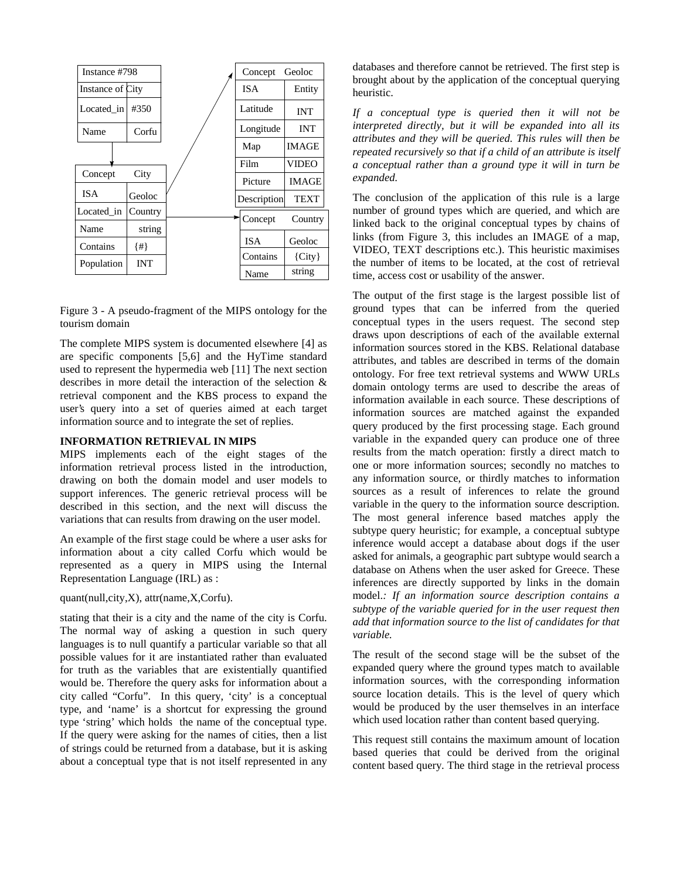| Instance #798 | |
|---|---|
| Instance of | City |
| Located_in | #350 |
| Name | Corfu |

| Concept | City |
|---|---|
| ISA | Geoloc |
| Located_in | Country |
| Name | string |
| Contains | {#} |
| Population | INT |

| Concept | Geoloc |
|---|---|
| ISA | Entity |
| Latitude | INT |
| Longitude | INT |
| Map | IMAGE |
| Film | VIDEO |
| Picture | IMAGE |
| Description | TEXT |

| Concept | Country |
|---|---|
| ISA | Geoloc |
| Contains | {City} |
| Name | string |

Figure 3 - A pseudo-fragment of the MIPS ontology for the tourism domain

The complete MIPS system is documented elsewhere [4] as are specific components [5,6] and the HyTime standard used to represent the hypermedia web [11] The next section describes in more detail the interaction of the selection & retrieval component and the KBS process to expand the user's query into a set of queries aimed at each target information source and to integrate the set of replies.

**INFORMATION RETRIEVAL IN MIPS**

MIPS implements each of the eight stages of the information retrieval process listed in the introduction, drawing on both the domain model and user models to support inferences. The generic retrieval process will be described in this section, and the next will discuss the variations that can results from drawing on the user model.

An example of the first stage could be where a user asks for information about a city called Corfu which would be represented as a query in MIPS using the Internal Representation Language (IRL) as :

quant(null,city,X), attr(name,X,Corfu).

stating that their is a city and the name of the city is Corfu. The normal way of asking a question in such query languages is to null quantify a particular variable so that all possible values for it are instantiated rather than evaluated for truth as the variables that are existentially quantified would be. Therefore the query asks for information about a city called "Corfu". In this query, 'city' is a conceptual type, and 'name' is a shortcut for expressing the ground type 'string' which holds the name of the conceptual type. If the query were asking for the names of cities, then a list of strings could be returned from a database, but it is asking about a conceptual type that is not itself represented in any databases and therefore cannot be retrieved. The first step is brought about by the application of the conceptual querying heuristic.

*If a conceptual type is queried then it will not be interpreted directly, but it will be expanded into all its attributes and they will be queried. This rules will then be repeated recursively so that if a child of an attribute is itself a conceptual rather than a ground type it will in turn be expanded.*

The conclusion of the application of this rule is a large number of ground types which are queried, and which are linked back to the original conceptual types by chains of links (from Figure 3, this includes an IMAGE of a map, VIDEO, TEXT descriptions etc.). This heuristic maximises the number of items to be located, at the cost of retrieval time, access cost or usability of the answer.

The output of the first stage is the largest possible list of ground types that can be inferred from the queried conceptual types in the users request. The second step draws upon descriptions of each of the available external information sources stored in the KBS. Relational database attributes, and tables are described in terms of the domain ontology. For free text retrieval systems and WWW URLs domain ontology terms are used to describe the areas of information available in each source. These descriptions of information sources are matched against the expanded query produced by the first processing stage. Each ground variable in the expanded query can produce one of three results from the match operation: firstly a direct match to one or more information sources; secondly no matches to any information source, or thirdly matches to information sources as a result of inferences to relate the ground variable in the query to the information source description. The most general inference based matches apply the subtype query heuristic; for example, a conceptual subtype inference would accept a database about dogs if the user asked for animals, a geographic part subtype would search a database on Athens when the user asked for Greece. These inferences are directly supported by links in the domain model.*: If an information source description contains a subtype of the variable queried for in the user request then add that information source to the list of candidates for that variable.*

The result of the second stage will be the subset of the expanded query where the ground types match to available information sources, with the corresponding information source location details. This is the level of query which would be produced by the user themselves in an interface which used location rather than content based querying.

This request still contains the maximum amount of location based queries that could be derived from the original content based query. The third stage in the retrieval process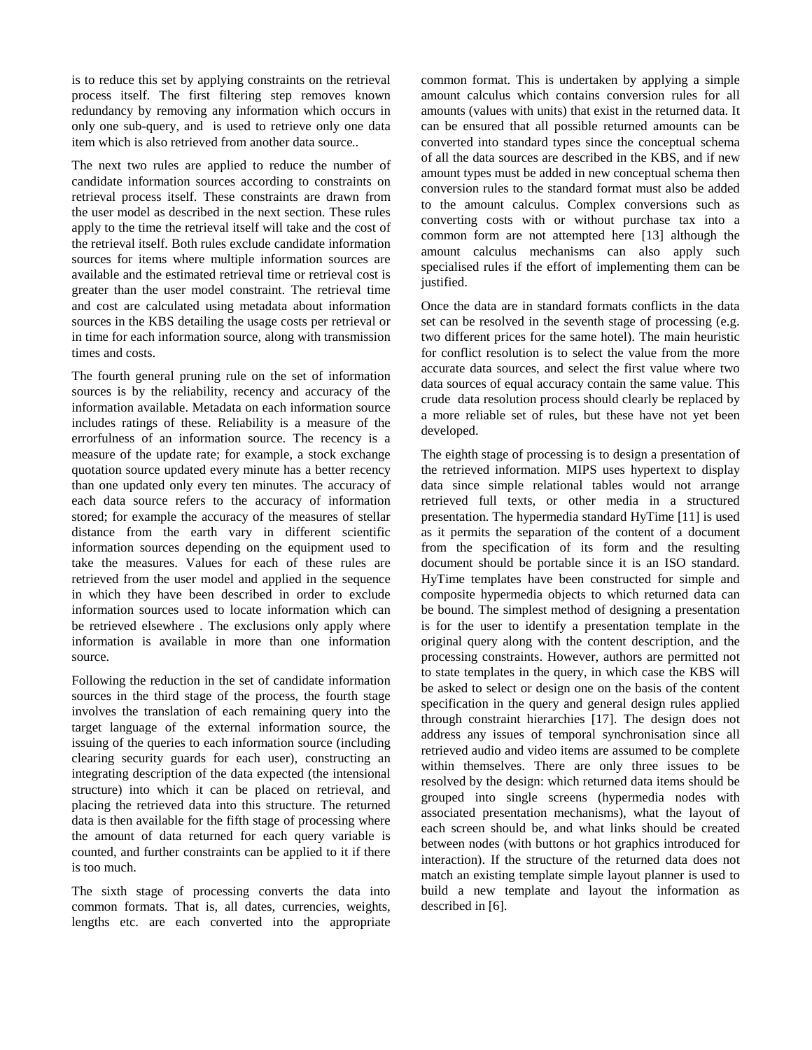is to reduce this set by applying constraints on the retrieval process itself. The first filtering step removes known redundancy by removing any information which occurs in only one sub-query, and is used to retrieve only one data item which is also retrieved from another data source..

The next two rules are applied to reduce the number of candidate information sources according to constraints on retrieval process itself. These constraints are drawn from the user model as described in the next section. These rules apply to the time the retrieval itself will take and the cost of the retrieval itself. Both rules exclude candidate information sources for items where multiple information sources are available and the estimated retrieval time or retrieval cost is greater than the user model constraint. The retrieval time and cost are calculated using metadata about information sources in the KBS detailing the usage costs per retrieval or in time for each information source, along with transmission times and costs.

The fourth general pruning rule on the set of information sources is by the reliability, recency and accuracy of the information available. Metadata on each information source includes ratings of these. Reliability is a measure of the errorfulness of an information source. The recency is a measure of the update rate; for example, a stock exchange quotation source updated every minute has a better recency than one updated only every ten minutes. The accuracy of each data source refers to the accuracy of information stored; for example the accuracy of the measures of stellar distance from the earth vary in different scientific information sources depending on the equipment used to take the measures. Values for each of these rules are retrieved from the user model and applied in the sequence in which they have been described in order to exclude information sources used to locate information which can be retrieved elsewhere . The exclusions only apply where information is available in more than one information source.

Following the reduction in the set of candidate information sources in the third stage of the process, the fourth stage involves the translation of each remaining query into the target language of the external information source, the issuing of the queries to each information source (including clearing security guards for each user), constructing an integrating description of the data expected (the intensional structure) into which it can be placed on retrieval, and placing the retrieved data into this structure. The returned data is then available for the fifth stage of processing where the amount of data returned for each query variable is counted, and further constraints can be applied to it if there is too much.

The sixth stage of processing converts the data into common formats. That is, all dates, currencies, weights, lengths etc. are each converted into the appropriate common format. This is undertaken by applying a simple amount calculus which contains conversion rules for all amounts (values with units) that exist in the returned data. It can be ensured that all possible returned amounts can be converted into standard types since the conceptual schema of all the data sources are described in the KBS, and if new amount types must be added in new conceptual schema then conversion rules to the standard format must also be added to the amount calculus. Complex conversions such as converting costs with or without purchase tax into a common form are not attempted here [13] although the amount calculus mechanisms can also apply such specialised rules if the effort of implementing them can be justified.

Once the data are in standard formats conflicts in the data set can be resolved in the seventh stage of processing (e.g. two different prices for the same hotel). The main heuristic for conflict resolution is to select the value from the more accurate data sources, and select the first value where two data sources of equal accuracy contain the same value. This crude data resolution process should clearly be replaced by a more reliable set of rules, but these have not yet been developed.

The eighth stage of processing is to design a presentation of the retrieved information. MIPS uses hypertext to display data since simple relational tables would not arrange retrieved full texts, or other media in a structured presentation. The hypermedia standard HyTime [11] is used as it permits the separation of the content of a document from the specification of its form and the resulting document should be portable since it is an ISO standard. HyTime templates have been constructed for simple and composite hypermedia objects to which returned data can be bound. The simplest method of designing a presentation is for the user to identify a presentation template in the original query along with the content description, and the processing constraints. However, authors are permitted not to state templates in the query, in which case the KBS will be asked to select or design one on the basis of the content specification in the query and general design rules applied through constraint hierarchies [17]. The design does not address any issues of temporal synchronisation since all retrieved audio and video items are assumed to be complete within themselves. There are only three issues to be resolved by the design: which returned data items should be grouped into single screens (hypermedia nodes with associated presentation mechanisms), what the layout of each screen should be, and what links should be created between nodes (with buttons or hot graphics introduced for interaction). If the structure of the returned data does not match an existing template simple layout planner is used to build a new template and layout the information as described in [6].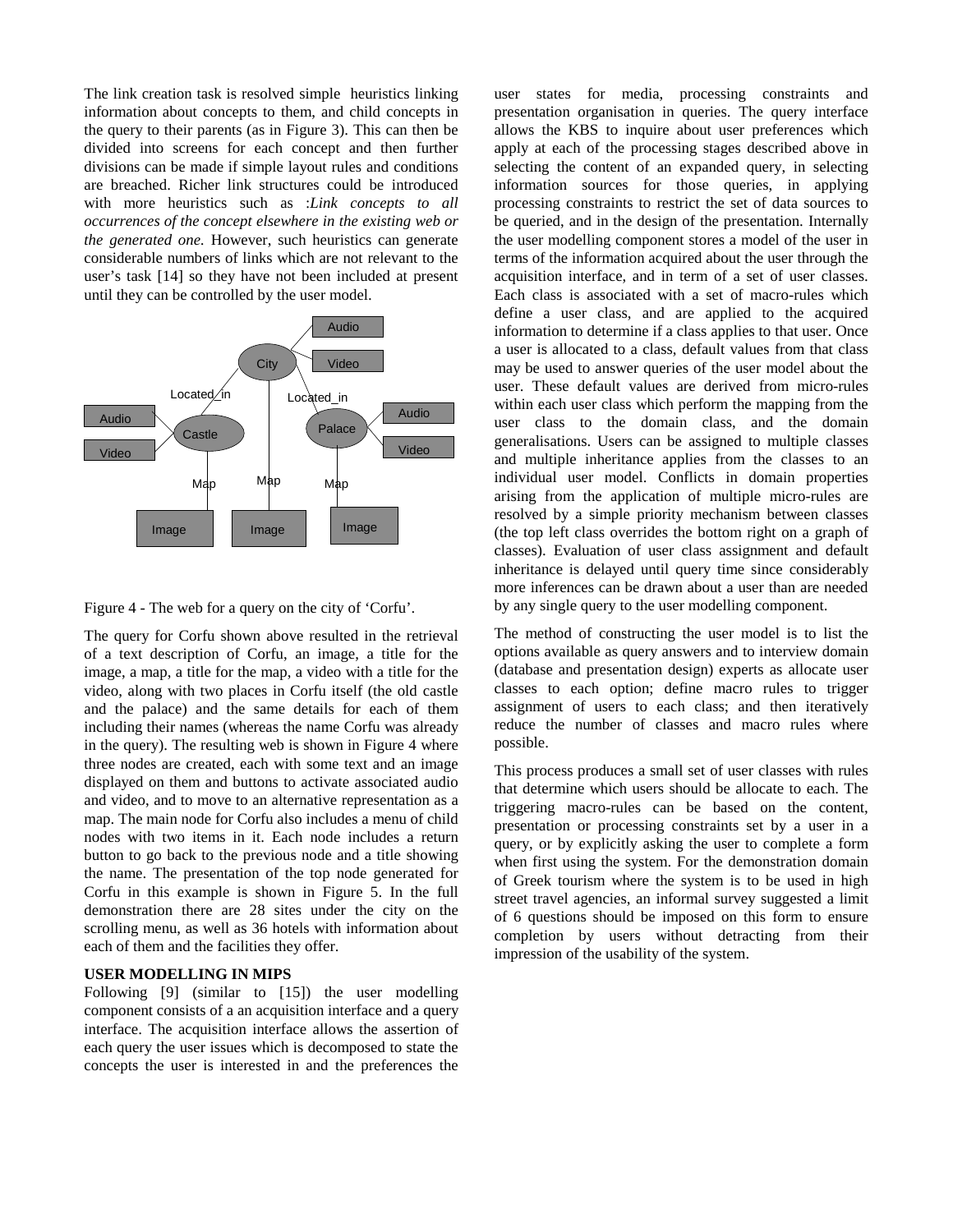The link creation task is resolved simple heuristics linking information about concepts to them, and child concepts in the query to their parents (as in Figure 3). This can then be divided into screens for each concept and then further divisions can be made if simple layout rules and conditions are breached. Richer link structures could be introduced with more heuristics such as :*Link concepts to all occurrences of the concept elsewhere in the existing web or the generated one.* However, such heuristics can generate considerable numbers of links which are not relevant to the user's task [14] so they have not been included at present until they can be controlled by the user model.

Figure 4 - The web for a query on the city of 'Corfu'.

The query for Corfu shown above resulted in the retrieval of a text description of Corfu, an image, a title for the image, a map, a title for the map, a video with a title for the video, along with two places in Corfu itself (the old castle and the palace) and the same details for each of them including their names (whereas the name Corfu was already in the query). The resulting web is shown in Figure 4 where three nodes are created, each with some text and an image displayed on them and buttons to activate associated audio and video, and to move to an alternative representation as a map. The main node for Corfu also includes a menu of child nodes with two items in it. Each node includes a return button to go back to the previous node and a title showing the name. The presentation of the top node generated for Corfu in this example is shown in Figure 5. In the full demonstration there are 28 sites under the city on the scrolling menu, as well as 36 hotels with information about each of them and the facilities they offer.

**USER MODELLING IN MIPS**

Following [9] (similar to [15]) the user modelling component consists of a an acquisition interface and a query interface. The acquisition interface allows the assertion of each query the user issues which is decomposed to state the concepts the user is interested in and the preferences the user states for media, processing constraints and presentation organisation in queries. The query interface allows the KBS to inquire about user preferences which apply at each of the processing stages described above in selecting the content of an expanded query, in selecting information sources for those queries, in applying processing constraints to restrict the set of data sources to be queried, and in the design of the presentation. Internally the user modelling component stores a model of the user in terms of the information acquired about the user through the acquisition interface, and in term of a set of user classes. Each class is associated with a set of macro-rules which define a user class, and are applied to the acquired information to determine if a class applies to that user. Once a user is allocated to a class, default values from that class may be used to answer queries of the user model about the user. These default values are derived from micro-rules within each user class which perform the mapping from the user class to the domain class, and the domain generalisations. Users can be assigned to multiple classes and multiple inheritance applies from the classes to an individual user model. Conflicts in domain properties arising from the application of multiple micro-rules are resolved by a simple priority mechanism between classes (the top left class overrides the bottom right on a graph of classes). Evaluation of user class assignment and default inheritance is delayed until query time since considerably more inferences can be drawn about a user than are needed by any single query to the user modelling component.

The method of constructing the user model is to list the options available as query answers and to interview domain (database and presentation design) experts as allocate user classes to each option; define macro rules to trigger assignment of users to each class; and then iteratively reduce the number of classes and macro rules where possible.

This process produces a small set of user classes with rules that determine which users should be allocate to each. The triggering macro-rules can be based on the content, presentation or processing constraints set by a user in a query, or by explicitly asking the user to complete a form when first using the system. For the demonstration domain of Greek tourism where the system is to be used in high street travel agencies, an informal survey suggested a limit of 6 questions should be imposed on this form to ensure completion by users without detracting from their impression of the usability of the system.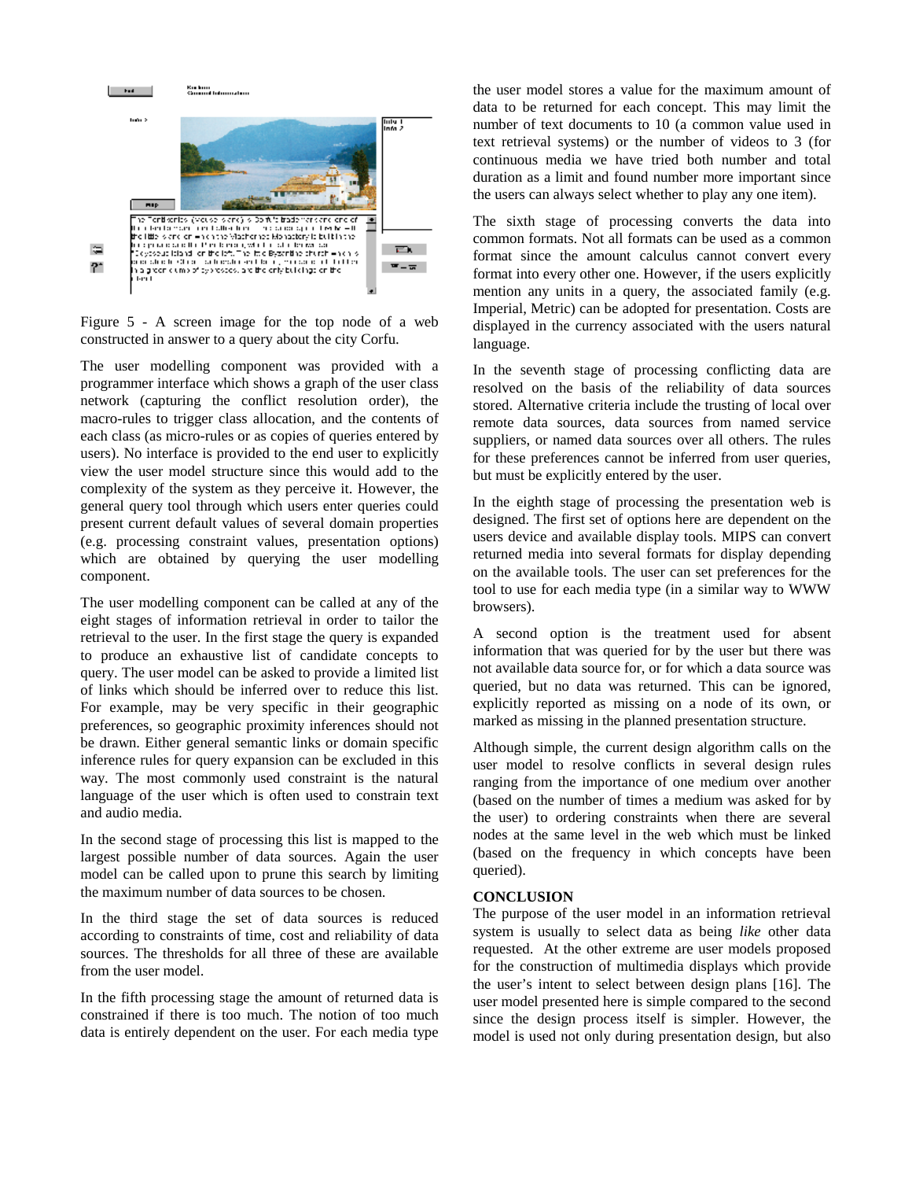Figure 5 - A screen image for the top node of a web constructed in answer to a query about the city Corfu.

The user modelling component was provided with a programmer interface which shows a graph of the user class network (capturing the conflict resolution order), the macro-rules to trigger class allocation, and the contents of each class (as micro-rules or as copies of queries entered by users). No interface is provided to the end user to explicitly view the user model structure since this would add to the complexity of the system as they perceive it. However, the general query tool through which users enter queries could present current default values of several domain properties (e.g. processing constraint values, presentation options) which are obtained by querying the user modelling component.

The user modelling component can be called at any of the eight stages of information retrieval in order to tailor the retrieval to the user. In the first stage the query is expanded to produce an exhaustive list of candidate concepts to query. The user model can be asked to provide a limited list of links which should be inferred over to reduce this list. For example, may be very specific in their geographic preferences, so geographic proximity inferences should not be drawn. Either general semantic links or domain specific inference rules for query expansion can be excluded in this way. The most commonly used constraint is the natural language of the user which is often used to constrain text and audio media.

In the second stage of processing this list is mapped to the largest possible number of data sources. Again the user model can be called upon to prune this search by limiting the maximum number of data sources to be chosen.

In the third stage the set of data sources is reduced according to constraints of time, cost and reliability of data sources. The thresholds for all three of these are available from the user model.

In the fifth processing stage the amount of returned data is constrained if there is too much. The notion of too much data is entirely dependent on the user. For each media type the user model stores a value for the maximum amount of data to be returned for each concept. This may limit the number of text documents to 10 (a common value used in text retrieval systems) or the number of videos to 3 (for continuous media we have tried both number and total duration as a limit and found number more important since the users can always select whether to play any one item).

The sixth stage of processing converts the data into common formats. Not all formats can be used as a common format since the amount calculus cannot convert every format into every other one. However, if the users explicitly mention any units in a query, the associated family (e.g. Imperial, Metric) can be adopted for presentation. Costs are displayed in the currency associated with the users natural language.

In the seventh stage of processing conflicting data are resolved on the basis of the reliability of data sources stored. Alternative criteria include the trusting of local over remote data sources, data sources from named service suppliers, or named data sources over all others. The rules for these preferences cannot be inferred from user queries, but must be explicitly entered by the user.

In the eighth stage of processing the presentation web is designed. The first set of options here are dependent on the users device and available display tools. MIPS can convert returned media into several formats for display depending on the available tools. The user can set preferences for the tool to use for each media type (in a similar way to WWW browsers).

A second option is the treatment used for absent information that was queried for by the user but there was not available data source for, or for which a data source was queried, but no data was returned. This can be ignored, explicitly reported as missing on a node of its own, or marked as missing in the planned presentation structure.

Although simple, the current design algorithm calls on the user model to resolve conflicts in several design rules ranging from the importance of one medium over another (based on the number of times a medium was asked for by the user) to ordering constraints when there are several nodes at the same level in the web which must be linked (based on the frequency in which concepts have been queried).

## CONCLUSION

The purpose of the user model in an information retrieval system is usually to select data as being *like* other data requested. At the other extreme are user models proposed for the construction of multimedia displays which provide the user's intent to select between design plans [16]. The user model presented here is simple compared to the second since the design process itself is simpler. However, the model is used not only during presentation design, but also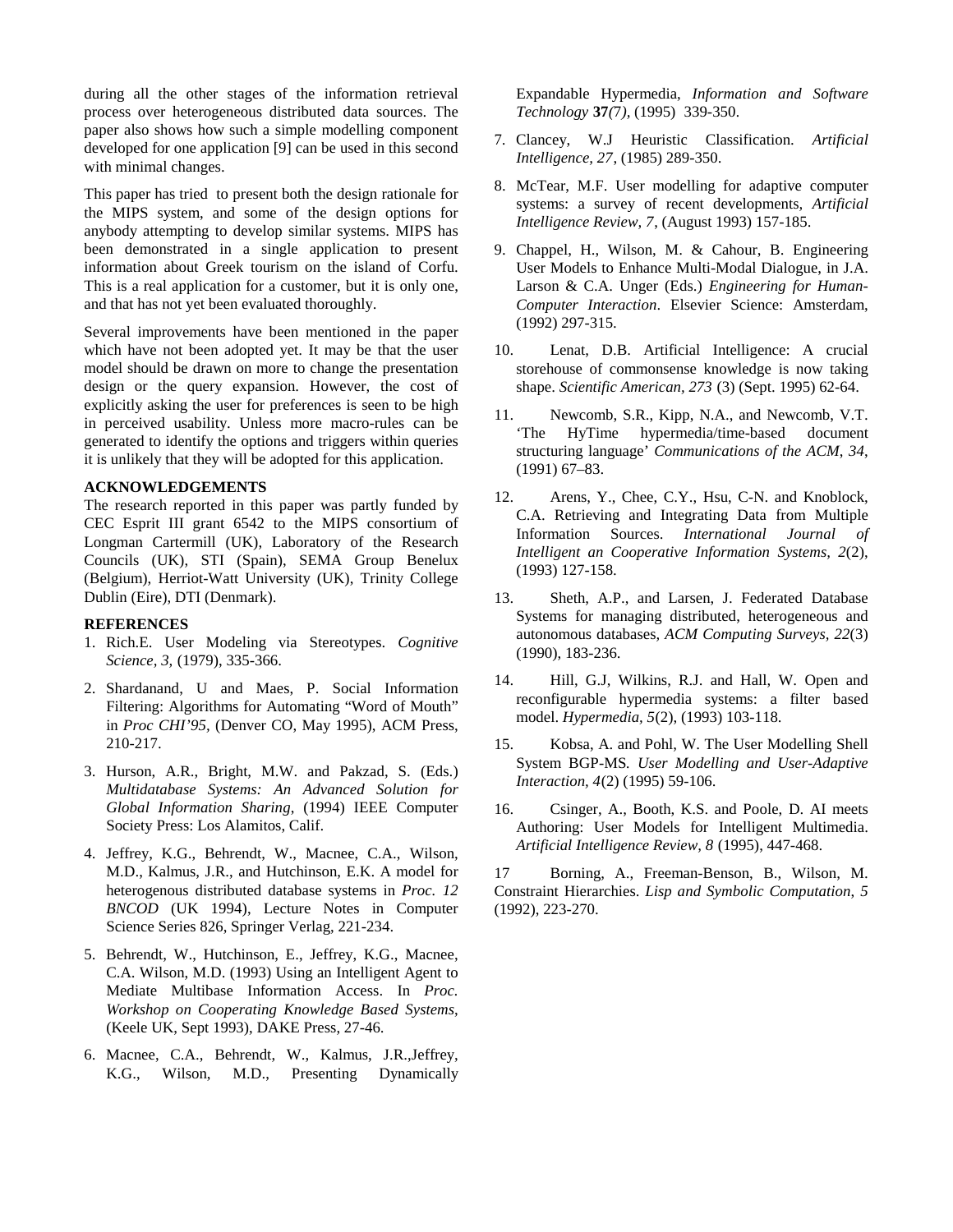during all the other stages of the information retrieval process over heterogeneous distributed data sources. The paper also shows how such a simple modelling component developed for one application [9] can be used in this second with minimal changes.

This paper has tried to present both the design rationale for the MIPS system, and some of the design options for anybody attempting to develop similar systems. MIPS has been demonstrated in a single application to present information about Greek tourism on the island of Corfu. This is a real application for a customer, but it is only one, and that has not yet been evaluated thoroughly.

Several improvements have been mentioned in the paper which have not been adopted yet. It may be that the user model should be drawn on more to change the presentation design or the query expansion. However, the cost of explicitly asking the user for preferences is seen to be high in perceived usability. Unless more macro-rules can be generated to identify the options and triggers within queries it is unlikely that they will be adopted for this application.

### ACKNOWLEDGEMENTS

The research reported in this paper was partly funded by CEC Esprit III grant 6542 to the MIPS consortium of Longman Cartermill (UK), Laboratory of the Research Councils (UK), STI (Spain), SEMA Group Benelux (Belgium), Herriot-Watt University (UK), Trinity College Dublin (Eire), DTI (Denmark).

### REFERENCES

1. Rich.E. User Modeling via Stereotypes. *Cognitive Science, 3*, (1979), 335-366.
2. Shardanand, U and Maes, P. Social Information Filtering: Algorithms for Automating “Word of Mouth” in *Proc CHI'95*, (Denver CO, May 1995), ACM Press, 210-217.
3. Hurson, A.R., Bright, M.W. and Pakzad, S. (Eds.) *Multidatabase Systems: An Advanced Solution for Global Information Sharing*, (1994) IEEE Computer Society Press: Los Alamitos, Calif.
4. Jeffrey, K.G., Behrendt, W., Macnee, C.A., Wilson, M.D., Kalmus, J.R., and Hutchinson, E.K. A model for heterogenous distributed database systems in *Proc. 12 BNCOD* (UK 1994), Lecture Notes in Computer Science Series 826, Springer Verlag, 221-234.
5. Behrendt, W., Hutchinson, E., Jeffrey, K.G., Macnee, C.A. Wilson, M.D. (1993) Using an Intelligent Agent to Mediate Multibase Information Access. In *Proc. Workshop on Cooperating Knowledge Based Systems*, (Keele UK, Sept 1993), DAKE Press, 27-46.
6. Macnee, C.A., Behrendt, W., Kalmus, J.R.,Jeffrey, K.G., Wilson, M.D., Presenting Dynamically Expandable Hypermedia, *Information and Software Technology* **37***(7)*, (1995) 339-350.
7. Clancey, W.J Heuristic Classification. *Artificial Intelligence, 27*, (1985) 289-350.
8. McTear, M.F. User modelling for adaptive computer systems: a survey of recent developments, *Artificial Intelligence Review, 7*, (August 1993) 157-185.
9. Chappel, H., Wilson, M. & Cahour, B. Engineering User Models to Enhance Multi-Modal Dialogue, in J.A. Larson & C.A. Unger (Eds.) *Engineering for Human-Computer Interaction*. Elsevier Science: Amsterdam, (1992) 297-315.
10. Lenat, D.B. Artificial Intelligence: A crucial storehouse of commonsense knowledge is now taking shape. *Scientific American, 273* (3) (Sept. 1995) 62-64.
11. Newcomb, S.R., Kipp, N.A., and Newcomb, V.T. ‘The HyTime hypermedia/time-based document structuring language’ *Communications of the ACM, 34*, (1991) 67–83.
12. Arens, Y., Chee, C.Y., Hsu, C-N. and Knoblock, C.A. Retrieving and Integrating Data from Multiple Information Sources. *International Journal of Intelligent an Cooperative Information Systems, 2*(2), (1993) 127-158.
13. Sheth, A.P., and Larsen, J. Federated Database Systems for managing distributed, heterogeneous and autonomous databases, *ACM Computing Surveys, 22*(3) (1990), 183-236.
14. Hill, G.J, Wilkins, R.J. and Hall, W. Open and reconfigurable hypermedia systems: a filter based model. *Hypermedia, 5*(2), (1993) 103-118.
15. Kobsa, A. and Pohl, W. The User Modelling Shell System BGP-MS. *User Modelling and User-Adaptive Interaction, 4*(2) (1995) 59-106.
16. Csinger, A., Booth, K.S. and Poole, D. AI meets Authoring: User Models for Intelligent Multimedia. *Artificial Intelligence Review, 8* (1995), 447-468.
17. Borning, A., Freeman-Benson, B., Wilson, M. Constraint Hierarchies. *Lisp and Symbolic Computation, 5* (1992), 223-270.